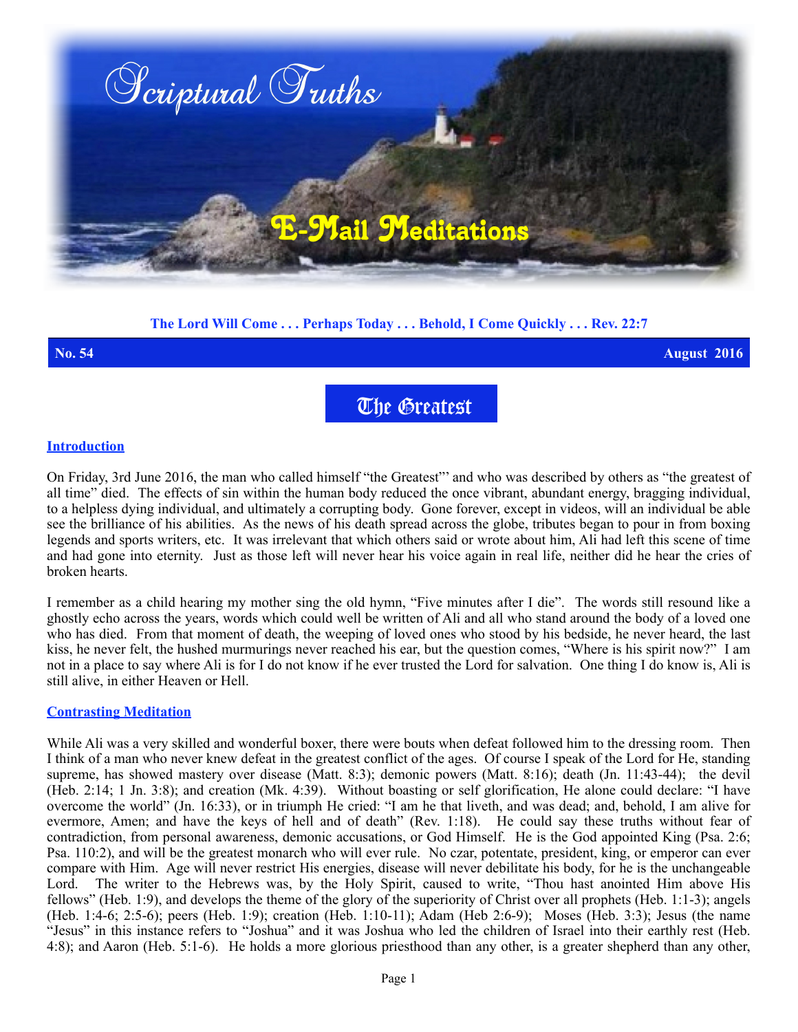# Scriptural Truths

## E-Mail Meditations

**The Lord Will Come . . . Perhaps Today . . . Behold, I Come Quickly . . . Rev. 22:7**

**No. 54** **August 2016**

# The Greatest

### Introduction

On Friday, 3rd June 2016, the man who called himself "the Greatest"' and who was described by others as "the greatest of all time" died. The effects of sin within the human body reduced the once vibrant, abundant energy, bragging individual, to a helpless dying individual, and ultimately a corrupting body. Gone forever, except in videos, will an individual be able see the brilliance of his abilities. As the news of his death spread across the globe, tributes began to pour in from boxing legends and sports writers, etc. It was irrelevant that which others said or wrote about him, Ali had left this scene of time and had gone into eternity. Just as those left will never hear his voice again in real life, neither did he hear the cries of broken hearts.

I remember as a child hearing my mother sing the old hymn, "Five minutes after I die". The words still resound like a ghostly echo across the years, words which could well be written of Ali and all who stand around the body of a loved one who has died. From that moment of death, the weeping of loved ones who stood by his bedside, he never heard, the last kiss, he never felt, the hushed murmurings never reached his ear, but the question comes, "Where is his spirit now?" I am not in a place to say where Ali is for I do not know if he ever trusted the Lord for salvation. One thing I do know is, Ali is still alive, in either Heaven or Hell.

### Contrasting Meditation

While Ali was a very skilled and wonderful boxer, there were bouts when defeat followed him to the dressing room. Then I think of a man who never knew defeat in the greatest conflict of the ages. Of course I speak of the Lord for He, standing supreme, has showed mastery over disease (Matt. 8:3); demonic powers (Matt. 8:16); death (Jn. 11:43-44); the devil (Heb. 2:14; 1 Jn. 3:8); and creation (Mk. 4:39). Without boasting or self glorification, He alone could declare: "I have overcome the world" (Jn. 16:33), or in triumph He cried: "I am he that liveth, and was dead; and, behold, I am alive for evermore, Amen; and have the keys of hell and of death" (Rev. 1:18). He could say these truths without fear of contradiction, from personal awareness, demonic accusations, or God Himself. He is the God appointed King (Psa. 2:6; Psa. 110:2), and will be the greatest monarch who will ever rule. No czar, potentate, president, king, or emperor can ever compare with Him. Age will never restrict His energies, disease will never debilitate his body, for he is the unchangeable Lord. The writer to the Hebrews was, by the Holy Spirit, caused to write, "Thou hast anointed Him above His fellows" (Heb. 1:9), and develops the theme of the glory of the superiority of Christ over all prophets (Heb. 1:1-3); angels (Heb. 1:4-6; 2:5-6); peers (Heb. 1:9); creation (Heb. 1:10-11); Adam (Heb 2:6-9); Moses (Heb. 3:3); Jesus (the name "Jesus" in this instance refers to "Joshua" and it was Joshua who led the children of Israel into their earthly rest (Heb. 4:8); and Aaron (Heb. 5:1-6). He holds a more glorious priesthood than any other, is a greater shepherd than any other,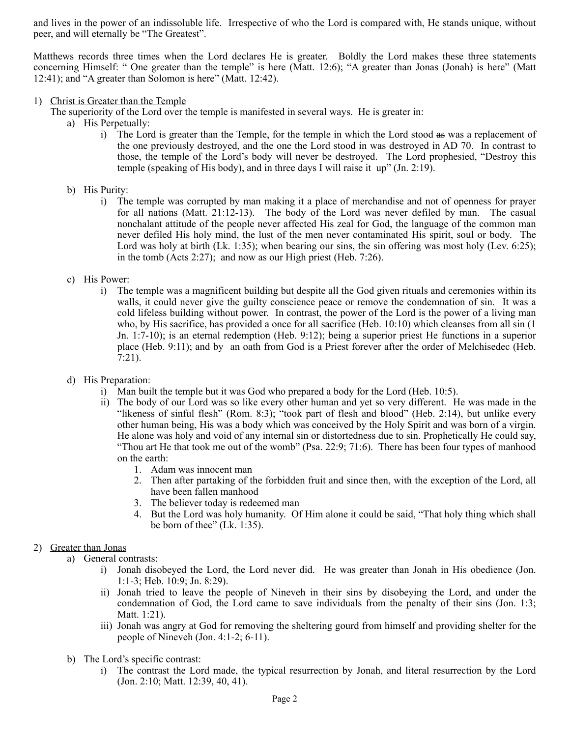and lives in the power of an indissoluble life. Irrespective of who the Lord is compared with, He stands unique, without peer, and will eternally be "The Greatest".

Matthews records three times when the Lord declares He is greater. Boldly the Lord makes these three statements concerning Himself: " One greater than the temple" is here (Matt. 12:6); "A greater than Jonas (Jonah) is here" (Matt 12:41); and "A greater than Solomon is here" (Matt. 12:42).

1) Christ is Greater than the Temple

   The superiority of the Lord over the temple is manifested in several ways. He is greater in:

   a) His Perpetually:
      i) The Lord is greater than the Temple, for the temple in which the Lord stood ~~as~~ was a replacement of the one previously destroyed, and the one the Lord stood in was destroyed in AD 70. In contrast to those, the temple of the Lord's body will never be destroyed. The Lord prophesied, "Destroy this temple (speaking of His body), and in three days I will raise it up" (Jn. 2:19).

   b) His Purity:
      i) The temple was corrupted by man making it a place of merchandise and not of openness for prayer for all nations (Matt. 21:12-13). The body of the Lord was never defiled by man. The casual nonchalant attitude of the people never affected His zeal for God, the language of the common man never defiled His holy mind, the lust of the men never contaminated His spirit, soul or body. The Lord was holy at birth (Lk. 1:35); when bearing our sins, the sin offering was most holy (Lev. 6:25); in the tomb (Acts 2:27); and now as our High priest (Heb. 7:26).

   c) His Power:
      i) The temple was a magnificent building but despite all the God given rituals and ceremonies within its walls, it could never give the guilty conscience peace or remove the condemnation of sin. It was a cold lifeless building without power. In contrast, the power of the Lord is the power of a living man who, by His sacrifice, has provided a once for all sacrifice (Heb. 10:10) which cleanses from all sin (1 Jn. 1:7-10); is an eternal redemption (Heb. 9:12); being a superior priest He functions in a superior place (Heb. 9:11); and by an oath from God is a Priest forever after the order of Melchisedec (Heb. 7:21).

   d) His Preparation:
      i) Man built the temple but it was God who prepared a body for the Lord (Heb. 10:5).
      ii) The body of our Lord was so like every other human and yet so very different. He was made in the "likeness of sinful flesh" (Rom. 8:3); "took part of flesh and blood" (Heb. 2:14), but unlike every other human being, His was a body which was conceived by the Holy Spirit and was born of a virgin. He alone was holy and void of any internal sin or distortedness due to sin. Prophetically He could say, "Thou art He that took me out of the womb" (Psa. 22:9; 71:6). There has been four types of manhood on the earth:
         1. Adam was innocent man
         2. Then after partaking of the forbidden fruit and since then, with the exception of the Lord, all have been fallen manhood
         3. The believer today is redeemed man
         4. But the Lord was holy humanity. Of Him alone it could be said, "That holy thing which shall be born of thee" (Lk. 1:35).

2) Greater than Jonas

   a) General contrasts:
      i) Jonah disobeyed the Lord, the Lord never did. He was greater than Jonah in His obedience (Jon. 1:1-3; Heb. 10:9; Jn. 8:29).
      ii) Jonah tried to leave the people of Nineveh in their sins by disobeying the Lord, and under the condemnation of God, the Lord came to save individuals from the penalty of their sins (Jon. 1:3; Matt. 1:21).
      iii) Jonah was angry at God for removing the sheltering gourd from himself and providing shelter for the people of Nineveh (Jon. 4:1-2; 6-11).

   b) The Lord's specific contrast:
      i) The contrast the Lord made, the typical resurrection by Jonah, and literal resurrection by the Lord (Jon. 2:10; Matt. 12:39, 40, 41).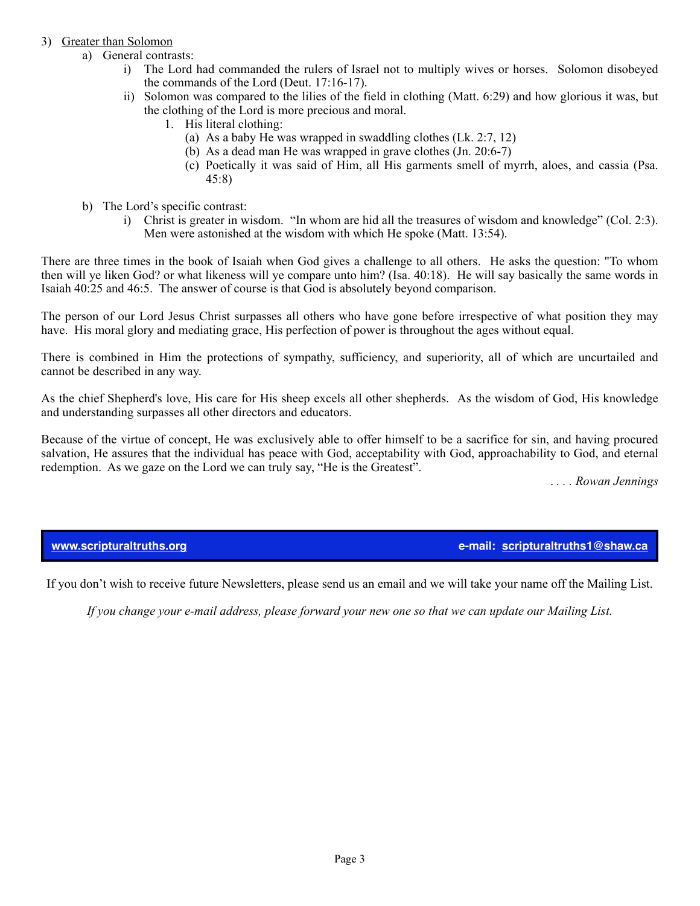3) <u>Greater than Solomon</u>
   a) General contrasts:
      i) The Lord had commanded the rulers of Israel not to multiply wives or horses. Solomon disobeyed the commands of the Lord (Deut. 17:16-17).
      ii) Solomon was compared to the lilies of the field in clothing (Matt. 6:29) and how glorious it was, but the clothing of the Lord is more precious and moral.
         1. His literal clothing:
            (a) As a baby He was wrapped in swaddling clothes (Lk. 2:7, 12)
            (b) As a dead man He was wrapped in grave clothes (Jn. 20:6-7)
            (c) Poetically it was said of Him, all His garments smell of myrrh, aloes, and cassia (Psa. 45:8)

   b) The Lord's specific contrast:
      i) Christ is greater in wisdom. "In whom are hid all the treasures of wisdom and knowledge" (Col. 2:3). Men were astonished at the wisdom with which He spoke (Matt. 13:54).

There are three times in the book of Isaiah when God gives a challenge to all others. He asks the question: "To whom then will ye liken God? or what likeness will ye compare unto him? (Isa. 40:18). He will say basically the same words in Isaiah 40:25 and 46:5. The answer of course is that God is absolutely beyond comparison.

The person of our Lord Jesus Christ surpasses all others who have gone before irrespective of what position they may have. His moral glory and mediating grace, His perfection of power is throughout the ages without equal.

There is combined in Him the protections of sympathy, sufficiency, and superiority, all of which are uncurtailed and cannot be described in any way.

As the chief Shepherd's love, His care for His sheep excels all other shepherds. As the wisdom of God, His knowledge and understanding surpasses all other directors and educators.

Because of the virtue of concept, He was exclusively able to offer himself to be a sacrifice for sin, and having procured salvation, He assures that the individual has peace with God, acceptability with God, approachability to God, and eternal redemption. As we gaze on the Lord we can truly say, "He is the Greatest".

*. . . . Rowan Jennings*

**www.scripturaltruths.org** **e-mail: scripturaltruths1@shaw.ca**

If you don't wish to receive future Newsletters, please send us an email and we will take your name off the Mailing List.

*If you change your e-mail address, please forward your new one so that we can update our Mailing List.*